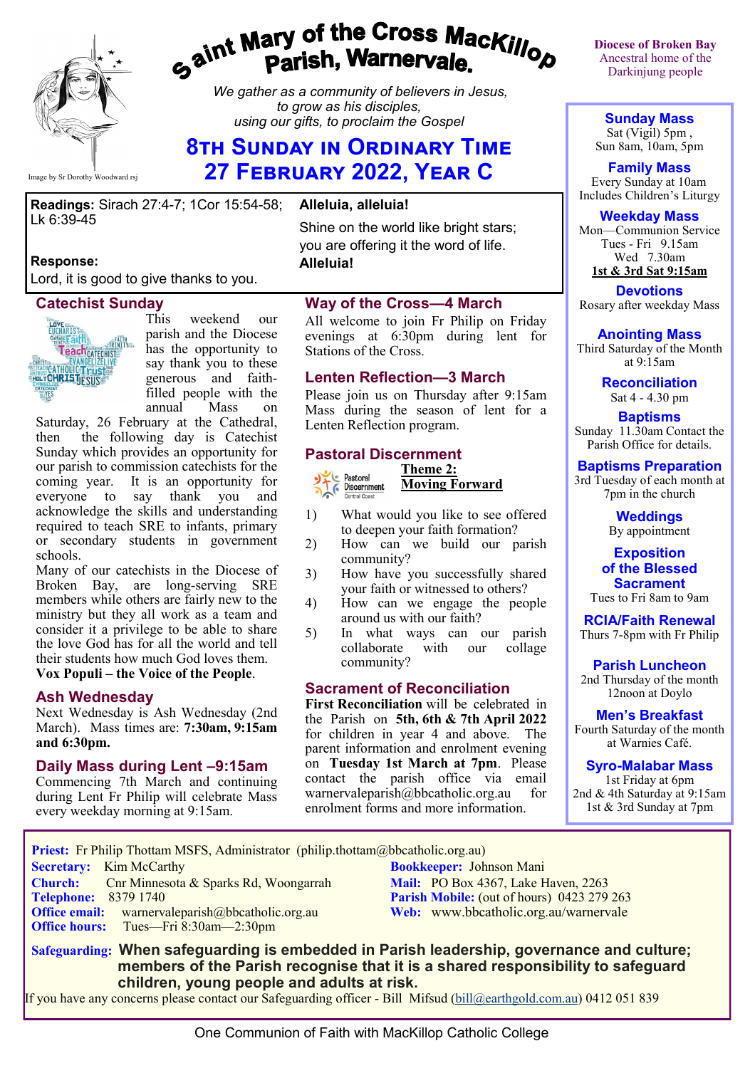# Saint Mary of the Cross MacKillop Parish, Warnervale.

*We gather as a community of believers in Jesus, to grow as his disciples, using our gifts, to proclaim the Gospel*

Image by Sr Dorothy Woodward rsj

## 8th Sunday in Ordinary Time
## 27 February 2022, Year C

Diocese of Broken Bay
Ancestral home of the Darkinjung people

**Readings:** Sirach 27:4-7; 1Cor 15:54-58; Lk 6:39-45

**Response:**
Lord, it is good to give thanks to you.

**Alleluia, alleluia!**
Shine on the world like bright stars; you are offering it the word of life.
**Alleluia!**

### Catechist Sunday

This weekend our parish and the Diocese has the opportunity to say thank you to these generous and faith-filled people with the annual Mass on Saturday, 26 February at the Cathedral, then the following day is Catechist Sunday which provides an opportunity for our parish to commission catechists for the coming year. It is an opportunity for everyone to say thank you and acknowledge the skills and understanding required to teach SRE to infants, primary or secondary students in government schools.

Many of our catechists in the Diocese of Broken Bay, are long-serving SRE members while others are fairly new to the ministry but they all work as a team and consider it a privilege to be able to share the love God has for all the world and tell their students how much God loves them.
**Vox Populi – the Voice of the People**.

### Ash Wednesday

Next Wednesday is Ash Wednesday (2nd March). Mass times are: **7:30am, 9:15am and 6:30pm.**

### Daily Mass during Lent –9:15am

Commencing 7th March and continuing during Lent Fr Philip will celebrate Mass every weekday morning at 9:15am.

### Way of the Cross—4 March

All welcome to join Fr Philip on Friday evenings at 6:30pm during lent for Stations of the Cross.

### Lenten Reflection—3 March

Please join us on Thursday after 9:15am Mass during the season of lent for a Lenten Reflection program.

### Pastoral Discernment

**Theme 2: Moving Forward**

1) What would you like to see offered to deepen your faith formation?
2) How can we build our parish community?
3) How have you successfully shared your faith or witnessed to others?
4) How can we engage the people around us with our faith?
5) In what ways can our parish collaborate with our collage community?

### Sacrament of Reconciliation

**First Reconciliation** will be celebrated in the Parish on **5th, 6th & 7th April 2022** for children in year 4 and above. The parent information and enrolment evening on **Tuesday 1st March at 7pm**. Please contact the parish office via email warnervaleparish@bbcatholic.org.au for enrolment forms and more information.

---

**Sunday Mass**
Sat (Vigil) 5pm ,
Sun 8am, 10am, 5pm

**Family Mass**
Every Sunday at 10am
Includes Children's Liturgy

**Weekday Mass**
Mon—Communion Service
Tues - Fri 9.15am
Wed 7.30am
**1st & 3rd Sat 9:15am**

**Devotions**
Rosary after weekday Mass

**Anointing Mass**
Third Saturday of the Month at 9:15am

**Reconciliation**
Sat 4 - 4.30 pm

**Baptisms**
Sunday 11.30am Contact the Parish Office for details.

**Baptisms Preparation**
3rd Tuesday of each month at 7pm in the church

**Weddings**
By appointment

**Exposition of the Blessed Sacrament**
Tues to Fri 8am to 9am

**RCIA/Faith Renewal**
Thurs 7-8pm with Fr Philip

**Parish Luncheon**
2nd Thursday of the month 12noon at Doylo

**Men's Breakfast**
Fourth Saturday of the month at Warnies Café.

**Syro-Malabar Mass**
1st Friday at 6pm
2nd & 4th Saturday at 9:15am
1st & 3rd Sunday at 7pm

---

**Priest:** Fr Philip Thottam MSFS, Administrator (philip.thottam@bbcatholic.org.au)
**Secretary:** Kim McCarthy
**Church:** Cnr Minnesota & Sparks Rd, Woongarrah
**Telephone:** 8379 1740
**Office email:** warnervaleparish@bbcatholic.org.au
**Office hours:** Tues—Fri 8:30am—2:30pm
**Bookkeeper:** Johnson Mani
**Mail:** PO Box 4367, Lake Haven, 2263
**Parish Mobile:** (out of hours) 0423 279 263
**Web:** www.bbcatholic.org.au/warnervale

**Safeguarding:** **When safeguarding is embedded in Parish leadership, governance and culture; members of the Parish recognise that it is a shared responsibility to safeguard children, young people and adults at risk.**
If you have any concerns please contact our Safeguarding officer - Bill Mifsud (bill@earthgold.com.au) 0412 051 839

One Communion of Faith with MacKillop Catholic College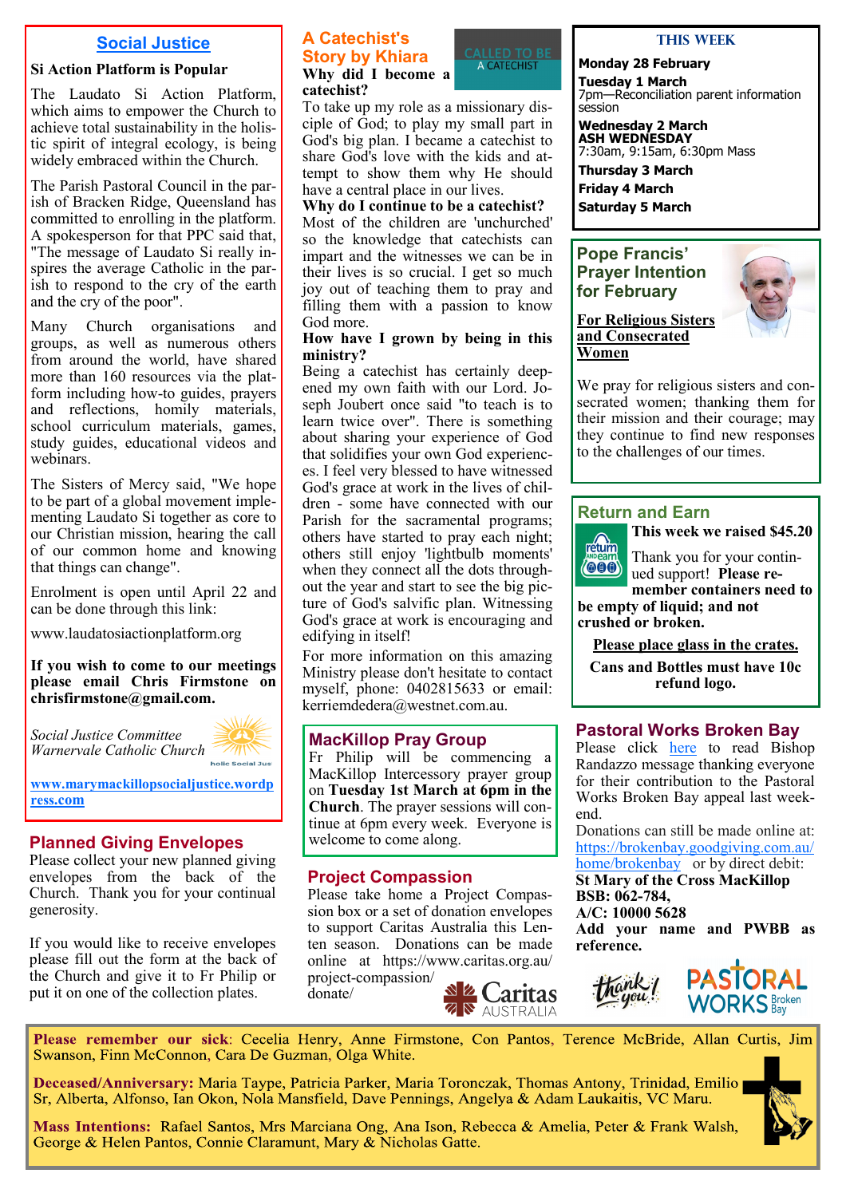## Social Justice

**Si Action Platform is Popular**

The Laudato Si Action Platform, which aims to empower the Church to achieve total sustainability in the holistic spirit of integral ecology, is being widely embraced within the Church.

The Parish Pastoral Council in the parish of Bracken Ridge, Queensland has committed to enrolling in the platform. A spokesperson for that PPC said that, "The message of Laudato Si really inspires the average Catholic in the parish to respond to the cry of the earth and the cry of the poor".

Many Church organisations and groups, as well as numerous others from around the world, have shared more than 160 resources via the platform including how-to guides, prayers and reflections, homily materials, school curriculum materials, games, study guides, educational videos and webinars.

The Sisters of Mercy said, "We hope to be part of a global movement implementing Laudato Si together as core to our Christian mission, hearing the call of our common home and knowing that things can change".

Enrolment is open until April 22 and can be done through this link:

www.laudatosiactionplatform.org

**If you wish to come to our meetings please email Chris Firmstone on chrisfirmstone@gmail.com.**

*Social Justice Committee*
*Warnervale Catholic Church*

**www.marymackillopsocialjustice.wordpress.com**

## Planned Giving Envelopes

Please collect your new planned giving envelopes from the back of the Church. Thank you for your continual generosity.

If you would like to receive envelopes please fill out the form at the back of the Church and give it to Fr Philip or put it on one of the collection plates.

## A Catechist's Story by Khiara

CALLED TO BE A CATECHIST

**Why did I become a catechist?**

To take up my role as a missionary disciple of God; to play my small part in God's big plan. I became a catechist to share God's love with the kids and attempt to show them why He should have a central place in our lives.

**Why do I continue to be a catechist?**

Most of the children are 'unchurched' so the knowledge that catechists can impart and the witnesses we can be in their lives is so crucial. I get so much joy out of teaching them to pray and filling them with a passion to know God more.

**How have I grown by being in this ministry?**

Being a catechist has certainly deepened my own faith with our Lord. Joseph Joubert once said "to teach is to learn twice over". There is something about sharing your experience of God that solidifies your own God experiences. I feel very blessed to have witnessed God's grace at work in the lives of children - some have connected with our Parish for the sacramental programs; others have started to pray each night; others still enjoy 'lightbulb moments' when they connect all the dots throughout the year and start to see the big picture of God's salvific plan. Witnessing God's grace at work is encouraging and edifying in itself!

For more information on this amazing Ministry please don't hesitate to contact myself, phone: 0402815633 or email: kerriemdedera@westnet.com.au.

## MacKillop Pray Group

Fr Philip will be commencing a MacKillop Intercessory prayer group on **Tuesday 1st March at 6pm in the Church**. The prayer sessions will continue at 6pm every week. Everyone is welcome to come along.

## Project Compassion

Please take home a Project Compassion box or a set of donation envelopes to support Caritas Australia this Lenten season. Donations can be made online at https://www.caritas.org.au/project-compassion/donate/

## THIS WEEK

**Monday 28 February**

**Tuesday 1 March**
7pm—Reconciliation parent information session

**Wednesday 2 March**
**ASH WEDNESDAY**
7:30am, 9:15am, 6:30pm Mass

**Thursday 3 March**

**Friday 4 March**

**Saturday 5 March**

## Pope Francis' Prayer Intention for February

**For Religious Sisters and Consecrated Women**

We pray for religious sisters and consecrated women; thanking them for their mission and their courage; may they continue to find new responses to the challenges of our times.

## Return and Earn

**This week we raised $45.20**

Thank you for your continued support! **Please remember containers need to be empty of liquid; and not crushed or broken.**

**Please place glass in the crates.**

**Cans and Bottles must have 10c refund logo.**

## Pastoral Works Broken Bay

Please click here to read Bishop Randazzo message thanking everyone for their contribution to the Pastoral Works Broken Bay appeal last weekend.

Donations can still be made online at: https://brokenbay.goodgiving.com.au/home/brokenbay or by direct debit:

**St Mary of the Cross MacKillop**
**BSB: 062-784,**
**A/C: 10000 5628**
**Add your name and PWBB as reference.**

---

**Please remember our sick**: Cecelia Henry, Anne Firmstone, Con Pantos, Terence McBride, Allan Curtis, Jim Swanson, Finn McConnon, Cara De Guzman, Olga White.

**Deceased/Anniversary:** Maria Taype, Patricia Parker, Maria Toronczak, Thomas Antony, Trinidad, Emilio Sr, Alberta, Alfonso, Ian Okon, Nola Mansfield, Dave Pennings, Angelya & Adam Laukaitis, VC Maru.

**Mass Intentions:** Rafael Santos, Mrs Marciana Ong, Ana Ison, Rebecca & Amelia, Peter & Frank Walsh, George & Helen Pantos, Connie Claramunt, Mary & Nicholas Gatte.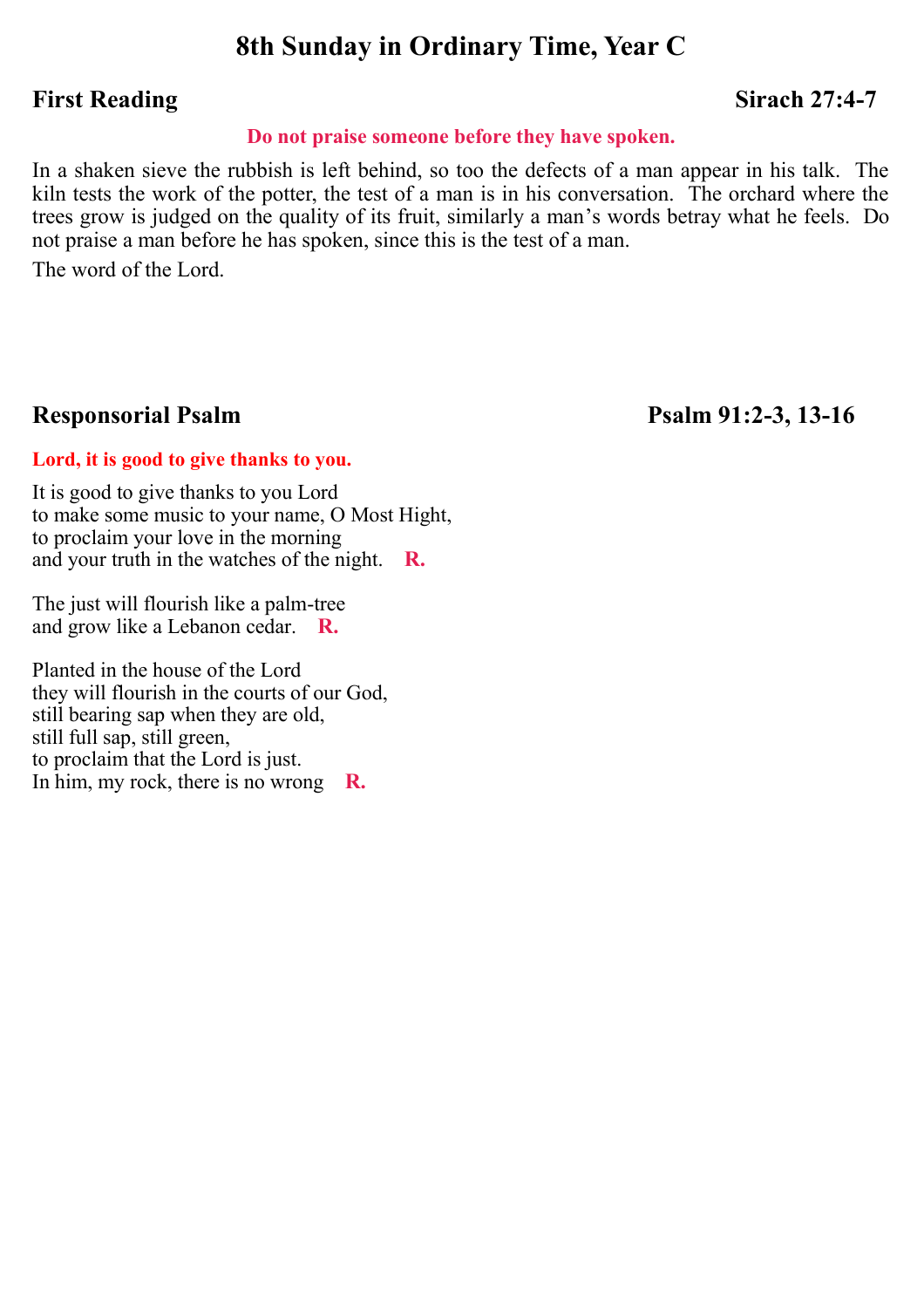# 8th Sunday in Ordinary Time, Year C

## First Reading — Sirach 27:4-7

**Do not praise someone before they have spoken.**

In a shaken sieve the rubbish is left behind, so too the defects of a man appear in his talk. The kiln tests the work of the potter, the test of a man is in his conversation. The orchard where the trees grow is judged on the quality of its fruit, similarly a man's words betray what he feels. Do not praise a man before he has spoken, since this is the test of a man.

The word of the Lord.

## Responsorial Psalm — Psalm 91:2-3, 13-16

**Lord, it is good to give thanks to you.**

It is good to give thanks to you Lord  
to make some music to your name, O Most Hight,  
to proclaim your love in the morning  
and your truth in the watches of the night. **R.**

The just will flourish like a palm-tree  
and grow like a Lebanon cedar. **R.**

Planted in the house of the Lord  
they will flourish in the courts of our God,  
still bearing sap when they are old,  
still full sap, still green,  
to proclaim that the Lord is just.  
In him, my rock, there is no wrong **R.**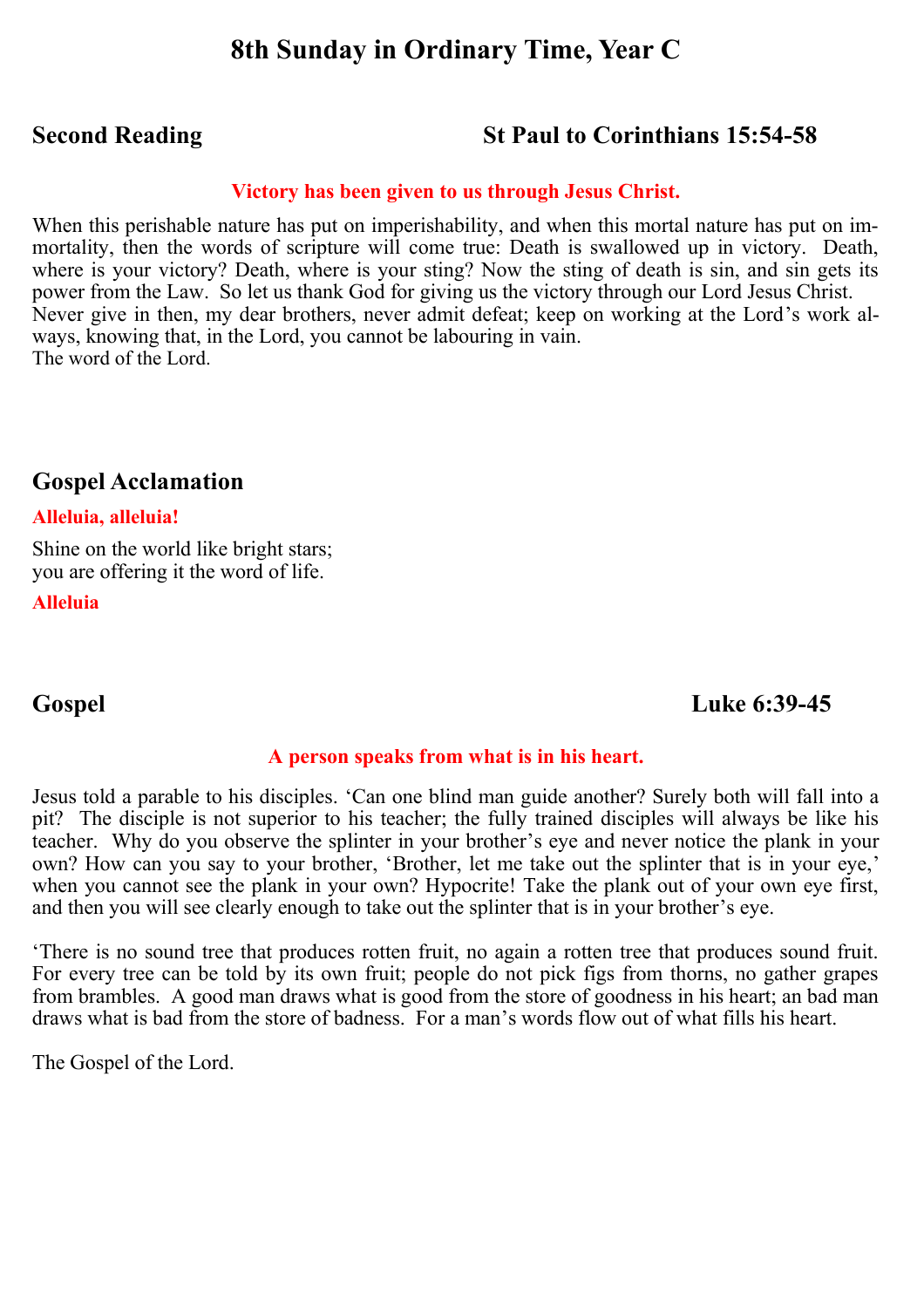# 8th Sunday in Ordinary Time, Year C

## Second Reading St Paul to Corinthians 15:54-58

**Victory has been given to us through Jesus Christ.**

When this perishable nature has put on imperishability, and when this mortal nature has put on immortality, then the words of scripture will come true: Death is swallowed up in victory. Death, where is your victory? Death, where is your sting? Now the sting of death is sin, and sin gets its power from the Law. So let us thank God for giving us the victory through our Lord Jesus Christ. Never give in then, my dear brothers, never admit defeat; keep on working at the Lord's work always, knowing that, in the Lord, you cannot be labouring in vain.
The word of the Lord.

## Gospel Acclamation

**Alleluia, alleluia!**

Shine on the world like bright stars;
you are offering it the word of life.

**Alleluia**

## Gospel Luke 6:39-45

**A person speaks from what is in his heart.**

Jesus told a parable to his disciples. 'Can one blind man guide another? Surely both will fall into a pit? The disciple is not superior to his teacher; the fully trained disciples will always be like his teacher. Why do you observe the splinter in your brother's eye and never notice the plank in your own? How can you say to your brother, 'Brother, let me take out the splinter that is in your eye,' when you cannot see the plank in your own? Hypocrite! Take the plank out of your own eye first, and then you will see clearly enough to take out the splinter that is in your brother's eye.

'There is no sound tree that produces rotten fruit, no again a rotten tree that produces sound fruit. For every tree can be told by its own fruit; people do not pick figs from thorns, no gather grapes from brambles. A good man draws what is good from the store of goodness in his heart; an bad man draws what is bad from the store of badness. For a man's words flow out of what fills his heart.

The Gospel of the Lord.